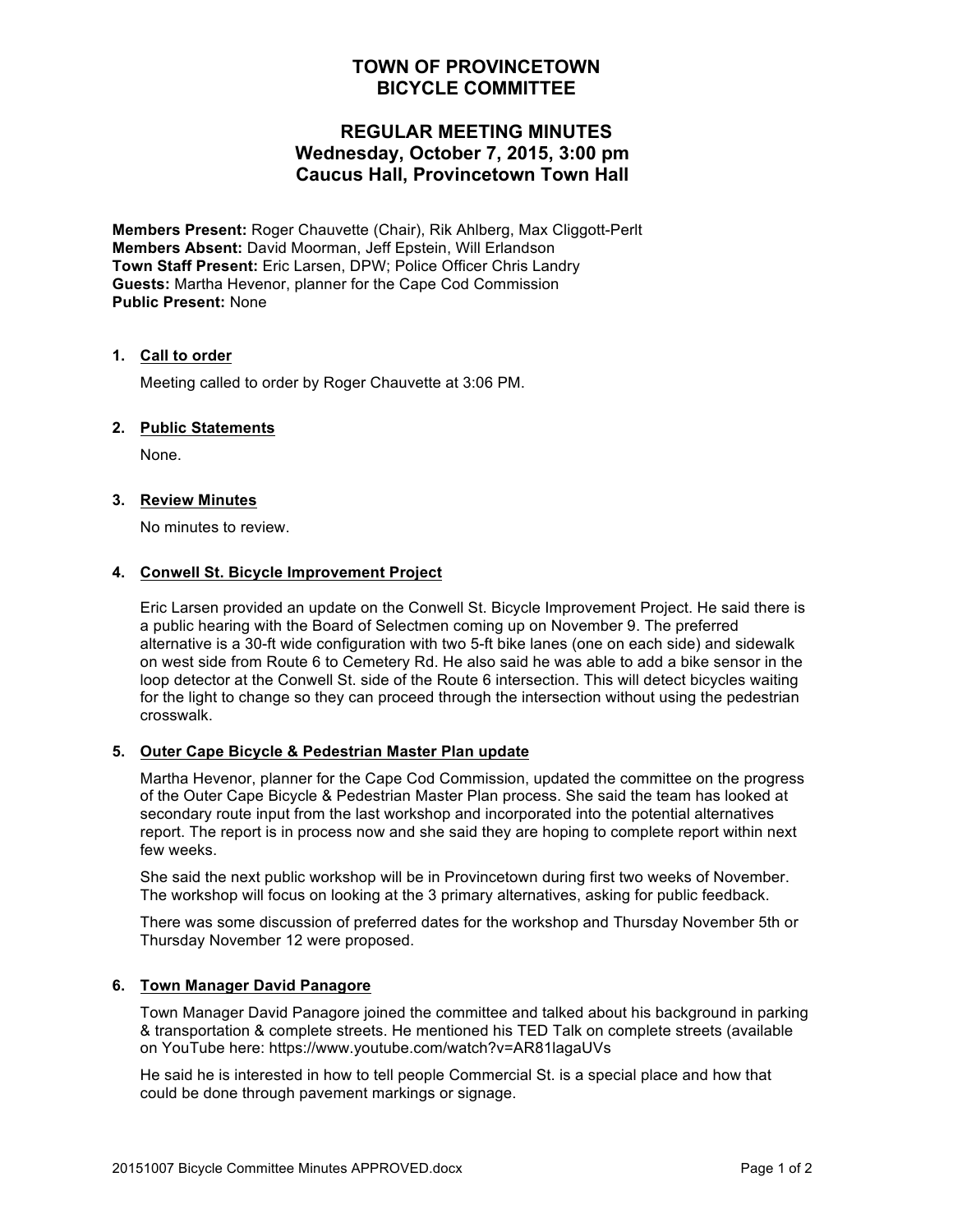# TOWN OF PROVINCETOWN
# BICYCLE COMMITTEE

## REGULAR MEETING MINUTES
## Wednesday, October 7, 2015, 3:00 pm
## Caucus Hall, Provincetown Town Hall

**Members Present:** Roger Chauvette (Chair), Rik Ahlberg, Max Cliggott-Perlt
**Members Absent:** David Moorman, Jeff Epstein, Will Erlandson
**Town Staff Present:** Eric Larsen, DPW; Police Officer Chris Landry
**Guests:** Martha Hevenor, planner for the Cape Cod Commission
**Public Present:** None

1. **Call to order**

   Meeting called to order by Roger Chauvette at 3:06 PM.

2. **Public Statements**

   None.

3. **Review Minutes**

   No minutes to review.

4. **Conwell St. Bicycle Improvement Project**

   Eric Larsen provided an update on the Conwell St. Bicycle Improvement Project. He said there is a public hearing with the Board of Selectmen coming up on November 9. The preferred alternative is a 30-ft wide configuration with two 5-ft bike lanes (one on each side) and sidewalk on west side from Route 6 to Cemetery Rd. He also said he was able to add a bike sensor in the loop detector at the Conwell St. side of the Route 6 intersection. This will detect bicycles waiting for the light to change so they can proceed through the intersection without using the pedestrian crosswalk.

5. **Outer Cape Bicycle & Pedestrian Master Plan update**

   Martha Hevenor, planner for the Cape Cod Commission, updated the committee on the progress of the Outer Cape Bicycle & Pedestrian Master Plan process. She said the team has looked at secondary route input from the last workshop and incorporated into the potential alternatives report. The report is in process now and she said they are hoping to complete report within next few weeks.

   She said the next public workshop will be in Provincetown during first two weeks of November. The workshop will focus on looking at the 3 primary alternatives, asking for public feedback.

   There was some discussion of preferred dates for the workshop and Thursday November 5th or Thursday November 12 were proposed.

6. **Town Manager David Panagore**

   Town Manager David Panagore joined the committee and talked about his background in parking & transportation & complete streets. He mentioned his TED Talk on complete streets (available on YouTube here: https://www.youtube.com/watch?v=AR81IagaUVs

   He said he is interested in how to tell people Commercial St. is a special place and how that could be done through pavement markings or signage.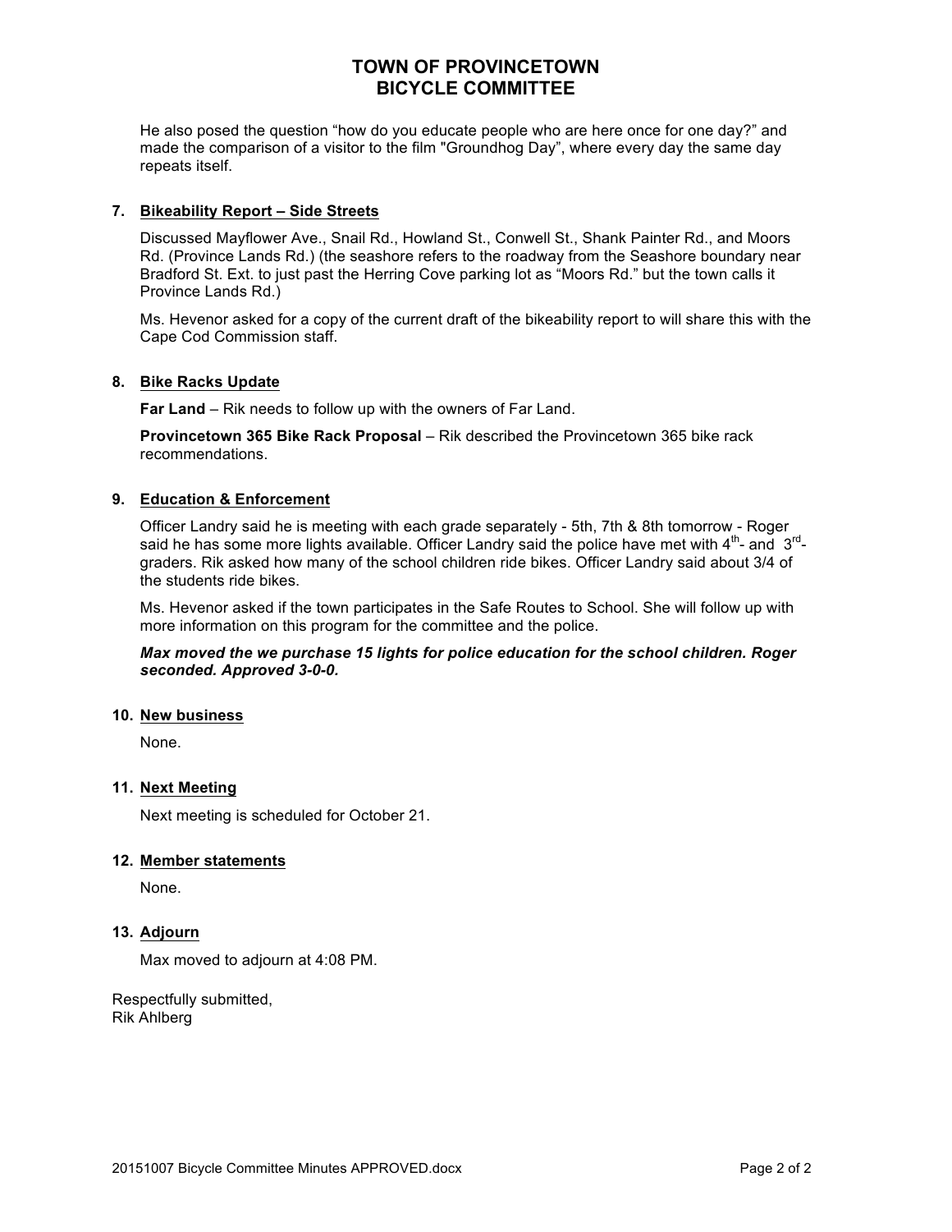# TOWN OF PROVINCETOWN
# BICYCLE COMMITTEE

He also posed the question "how do you educate people who are here once for one day?" and made the comparison of a visitor to the film "Groundhog Day", where every day the same day repeats itself.

7. **Bikeability Report – Side Streets**

   Discussed Mayflower Ave., Snail Rd., Howland St., Conwell St., Shank Painter Rd., and Moors Rd. (Province Lands Rd.) (the seashore refers to the roadway from the Seashore boundary near Bradford St. Ext. to just past the Herring Cove parking lot as "Moors Rd." but the town calls it Province Lands Rd.)

   Ms. Hevenor asked for a copy of the current draft of the bikeability report to will share this with the Cape Cod Commission staff.

8. **Bike Racks Update**

   **Far Land** – Rik needs to follow up with the owners of Far Land.

   **Provincetown 365 Bike Rack Proposal** – Rik described the Provincetown 365 bike rack recommendations.

9. **Education & Enforcement**

   Officer Landry said he is meeting with each grade separately - 5th, 7th & 8th tomorrow - Roger said he has some more lights available. Officer Landry said the police have met with 4th- and 3rd-graders. Rik asked how many of the school children ride bikes. Officer Landry said about 3/4 of the students ride bikes.

   Ms. Hevenor asked if the town participates in the Safe Routes to School. She will follow up with more information on this program for the committee and the police.

   ***Max moved the we purchase 15 lights for police education for the school children. Roger seconded. Approved 3-0-0.***

10. **New business**

    None.

11. **Next Meeting**

    Next meeting is scheduled for October 21.

12. **Member statements**

    None.

13. **Adjourn**

    Max moved to adjourn at 4:08 PM.

Respectfully submitted,
Rik Ahlberg